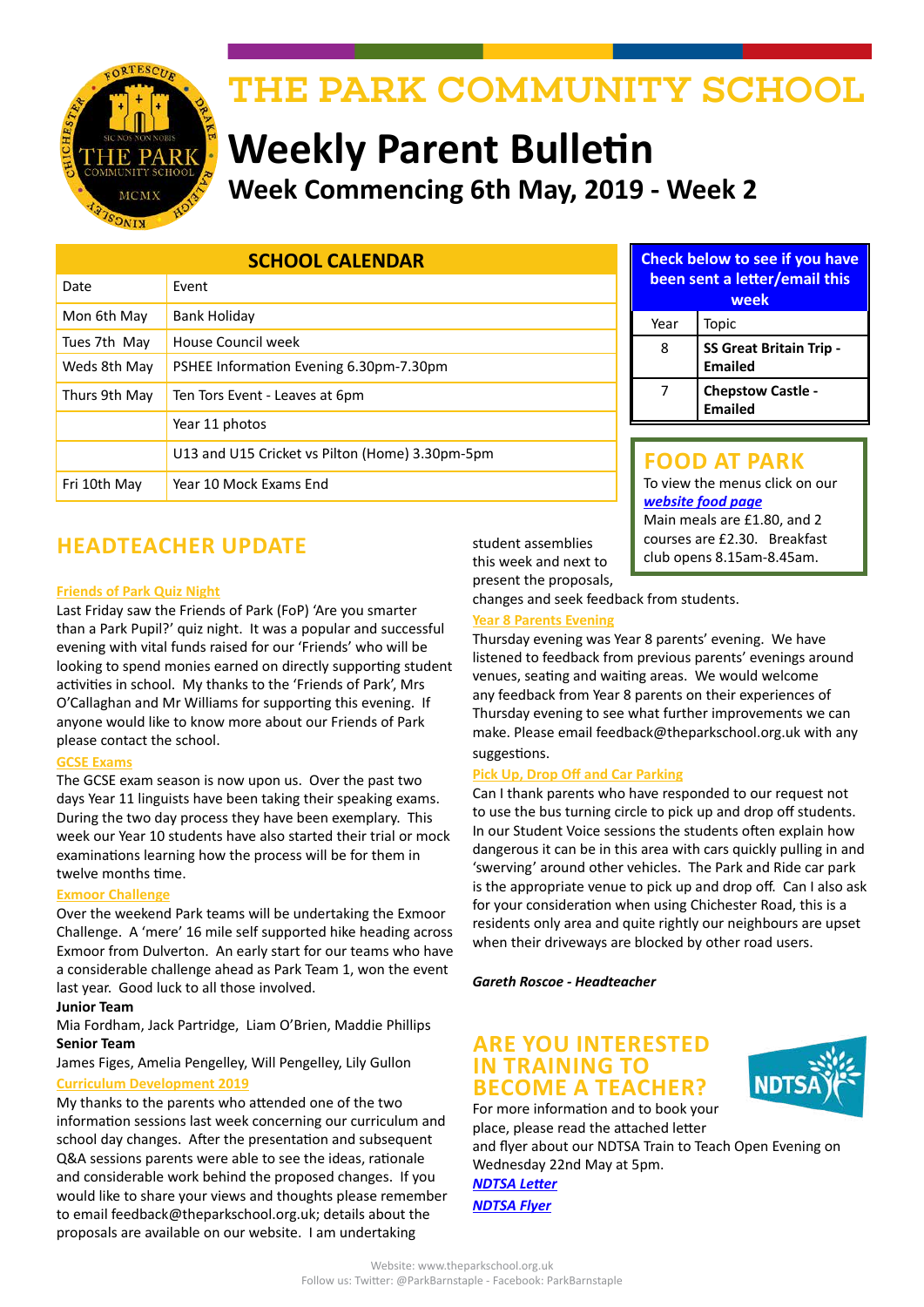# THE PARK COMMUNITY SCHOOL

# Weekly Parent Bulletin

## Week Commencing 6th May, 2019 - Week 2

| SCHOOL CALENDAR | |
|---|---|
| Date | Event |
| Mon 6th May | Bank Holiday |
| Tues 7th May | House Council week |
| Weds 8th May | PSHEE Information Evening 6.30pm-7.30pm |
| Thurs 9th May | Ten Tors Event - Leaves at 6pm |
| | Year 11 photos |
| | U13 and U15 Cricket vs Pilton (Home) 3.30pm-5pm |
| Fri 10th May | Year 10 Mock Exams End |

**Check below to see if you have been sent a letter/email this week**

| Year | Topic |
|---|---|
| 8 | **SS Great Britain Trip - Emailed** |
| 7 | **Chepstow Castle - Emailed** |

## FOOD AT PARK

To view the menus click on our ***website food page***

Main meals are £1.80, and 2 courses are £2.30. Breakfast club opens 8.15am-8.45am.

## HEADTEACHER UPDATE

**Friends of Park Quiz Night**

Last Friday saw the Friends of Park (FoP) 'Are you smarter than a Park Pupil?' quiz night. It was a popular and successful evening with vital funds raised for our 'Friends' who will be looking to spend monies earned on directly supporting student activities in school. My thanks to the 'Friends of Park', Mrs O'Callaghan and Mr Williams for supporting this evening. If anyone would like to know more about our Friends of Park please contact the school.

**GCSE Exams**

The GCSE exam season is now upon us. Over the past two days Year 11 linguists have been taking their speaking exams. During the two day process they have been exemplary. This week our Year 10 students have also started their trial or mock examinations learning how the process will be for them in twelve months time.

**Exmoor Challenge**

Over the weekend Park teams will be undertaking the Exmoor Challenge. A 'mere' 16 mile self supported hike heading across Exmoor from Dulverton. An early start for our teams who have a considerable challenge ahead as Park Team 1, won the event last year. Good luck to all those involved.

**Junior Team**

Mia Fordham, Jack Partridge, Liam O'Brien, Maddie Phillips

**Senior Team**

James Figes, Amelia Pengelley, Will Pengelley, Lily Gullon

**Curriculum Development 2019**

My thanks to the parents who attended one of the two information sessions last week concerning our curriculum and school day changes. After the presentation and subsequent Q&A sessions parents were able to see the ideas, rationale and considerable work behind the proposed changes. If you would like to share your views and thoughts please remember to email feedback@theparkschool.org.uk; details about the proposals are available on our website. I am undertaking student assemblies this week and next to present the proposals, changes and seek feedback from students.

**Year 8 Parents Evening**

Thursday evening was Year 8 parents' evening. We have listened to feedback from previous parents' evenings around venues, seating and waiting areas. We would welcome any feedback from Year 8 parents on their experiences of Thursday evening to see what further improvements we can make. Please email feedback@theparkschool.org.uk with any suggestions.

**Pick Up, Drop Off and Car Parking**

Can I thank parents who have responded to our request not to use the bus turning circle to pick up and drop off students. In our Student Voice sessions the students often explain how dangerous it can be in this area with cars quickly pulling in and 'swerving' around other vehicles. The Park and Ride car park is the appropriate venue to pick up and drop off. Can I also ask for your consideration when using Chichester Road, this is a residents only area and quite rightly our neighbours are upset when their driveways are blocked by other road users.

***Gareth Roscoe - Headteacher***

## ARE YOU INTERESTED IN TRAINING TO BECOME A TEACHER?

For more information and to book your place, please read the attached letter and flyer about our NDTSA Train to Teach Open Evening on Wednesday 22nd May at 5pm.

***NDTSA Letter***

***NDTSA Flyer***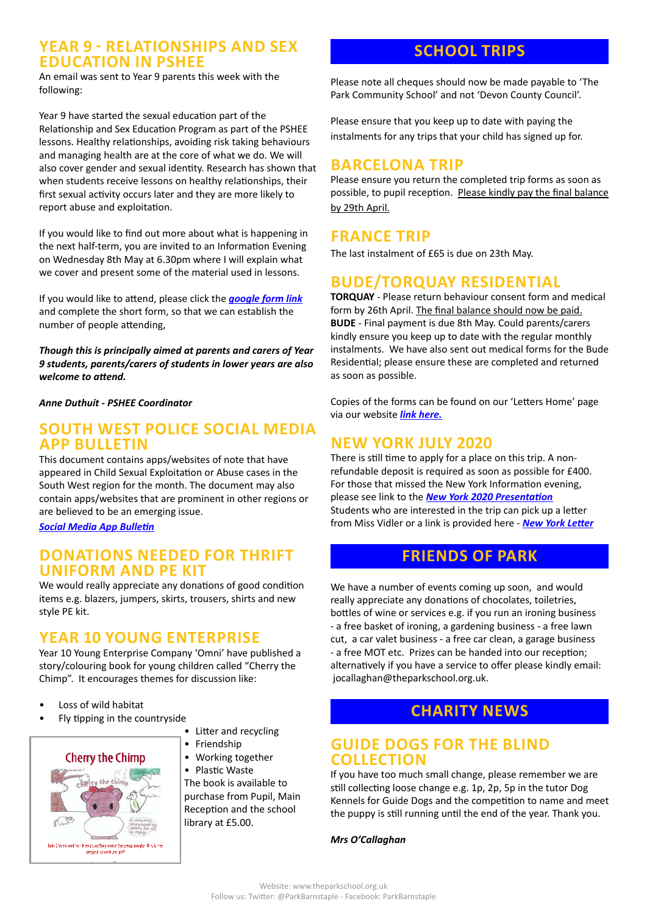## YEAR 9 - RELATIONSHIPS AND SEX EDUCATION IN PSHEE

An email was sent to Year 9 parents this week with the following:

Year 9 have started the sexual education part of the Relationship and Sex Education Program as part of the PSHEE lessons. Healthy relationships, avoiding risk taking behaviours and managing health are at the core of what we do. We will also cover gender and sexual identity. Research has shown that when students receive lessons on healthy relationships, their first sexual activity occurs later and they are more likely to report abuse and exploitation.

If you would like to find out more about what is happening in the next half-term, you are invited to an Information Evening on Wednesday 8th May at 6.30pm where I will explain what we cover and present some of the material used in lessons.

If you would like to attend, please click the ***google form link*** and complete the short form, so that we can establish the number of people attending,

***Though this is principally aimed at parents and carers of Year 9 students, parents/carers of students in lower years are also welcome to attend.***

***Anne Duthuit - PSHEE Coordinator***

## SOUTH WEST POLICE SOCIAL MEDIA APP BULLETIN

This document contains apps/websites of note that have appeared in Child Sexual Exploitation or Abuse cases in the South West region for the month. The document may also contain apps/websites that are prominent in other regions or are believed to be an emerging issue.

***Social Media App Bulletin***

## DONATIONS NEEDED FOR THRIFT UNIFORM AND PE KIT

We would really appreciate any donations of good condition items e.g. blazers, jumpers, skirts, trousers, shirts and new style PE kit.

## YEAR 10 YOUNG ENTERPRISE

Year 10 Young Enterprise Company 'Omni' have published a story/colouring book for young children called "Cherry the Chimp". It encourages themes for discussion like:

- Loss of wild habitat
- Fly tipping in the countryside
- Litter and recycling
- Friendship
- Working together
- Plastic Waste

The book is available to purchase from Pupil, Main Reception and the school library at £5.00.

# SCHOOL TRIPS

Please note all cheques should now be made payable to 'The Park Community School' and not 'Devon County Council'.

Please ensure that you keep up to date with paying the instalments for any trips that your child has signed up for.

## BARCELONA TRIP

Please ensure you return the completed trip forms as soon as possible, to pupil reception. Please kindly pay the final balance by 29th April.

## FRANCE TRIP

The last instalment of £65 is due on 23th May.

## BUDE/TORQUAY RESIDENTIAL

**TORQUAY** - Please return behaviour consent form and medical form by 26th April. The final balance should now be paid.
**BUDE** - Final payment is due 8th May. Could parents/carers kindly ensure you keep up to date with the regular monthly instalments. We have also sent out medical forms for the Bude Residential; please ensure these are completed and returned as soon as possible.

Copies of the forms can be found on our 'Letters Home' page via our website ***link here.***

## NEW YORK JULY 2020

There is still time to apply for a place on this trip. A non-refundable deposit is required as soon as possible for £400. For those that missed the New York Information evening, please see link to the ***New York 2020 Presentation***
Students who are interested in the trip can pick up a letter from Miss Vidler or a link is provided here - ***New York Letter***

# FRIENDS OF PARK

We have a number of events coming up soon, and would really appreciate any donations of chocolates, toiletries, bottles of wine or services e.g. if you run an ironing business - a free basket of ironing, a gardening business - a free lawn cut, a car valet business - a free car clean, a garage business - a free MOT etc. Prizes can be handed into our reception; alternatively if you have a service to offer please kindly email: jocallaghan@theparkschool.org.uk.

# CHARITY NEWS

## GUIDE DOGS FOR THE BLIND COLLECTION

If you have too much small change, please remember we are still collecting loose change e.g. 1p, 2p, 5p in the tutor Dog Kennels for Guide Dogs and the competition to name and meet the puppy is still running until the end of the year. Thank you.

***Mrs O'Callaghan***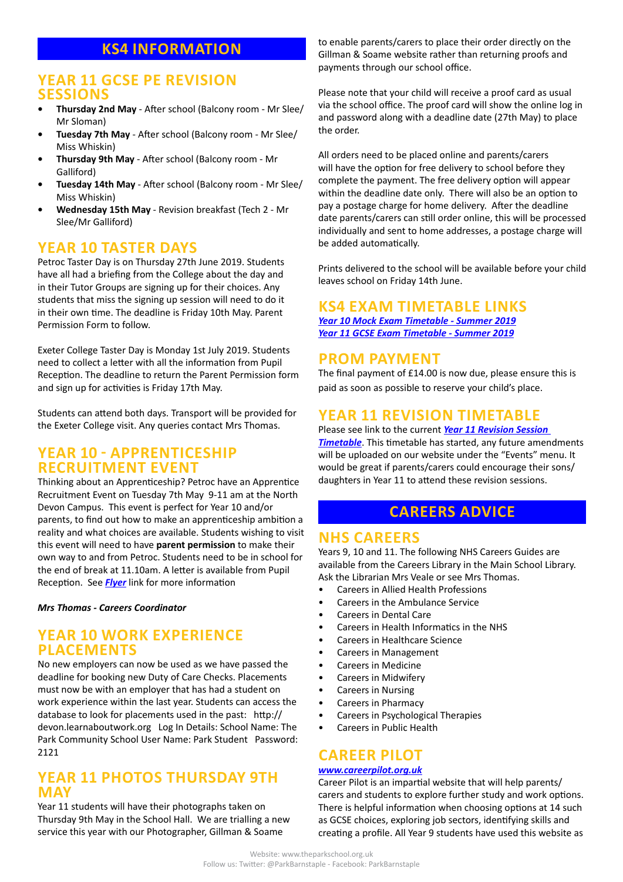## KS4 INFORMATION

### YEAR 11 GCSE PE REVISION SESSIONS

- **Thursday 2nd May** - After school (Balcony room - Mr Slee/ Mr Sloman)
- **Tuesday 7th May** - After school (Balcony room - Mr Slee/ Miss Whiskin)
- **Thursday 9th May** - After school (Balcony room - Mr Galliford)
- **Tuesday 14th May** - After school (Balcony room - Mr Slee/ Miss Whiskin)
- **Wednesday 15th May** - Revision breakfast (Tech 2 - Mr Slee/Mr Galliford)

### YEAR 10 TASTER DAYS

Petroc Taster Day is on Thursday 27th June 2019. Students have all had a briefing from the College about the day and in their Tutor Groups are signing up for their choices. Any students that miss the signing up session will need to do it in their own time. The deadline is Friday 10th May. Parent Permission Form to follow.

Exeter College Taster Day is Monday 1st July 2019. Students need to collect a letter with all the information from Pupil Reception. The deadline to return the Parent Permission form and sign up for activities is Friday 17th May.

Students can attend both days. Transport will be provided for the Exeter College visit. Any queries contact Mrs Thomas.

### YEAR 10 - APPRENTICESHIP RECRUITMENT EVENT

Thinking about an Apprenticeship? Petroc have an Apprentice Recruitment Event on Tuesday 7th May 9-11 am at the North Devon Campus. This event is perfect for Year 10 and/or parents, to find out how to make an apprenticeship ambition a reality and what choices are available. Students wishing to visit this event will need to have **parent permission** to make their own way to and from Petroc. Students need to be in school for the end of break at 11.10am. A letter is available from Pupil Reception. See ***Flyer*** link for more information

***Mrs Thomas - Careers Coordinator***

### YEAR 10 WORK EXPERIENCE PLACEMENTS

No new employers can now be used as we have passed the deadline for booking new Duty of Care Checks. Placements must now be with an employer that has had a student on work experience within the last year. Students can access the database to look for placements used in the past: http://devon.learnaboutwork.org Log In Details: School Name: The Park Community School User Name: Park Student Password: 2121

### YEAR 11 PHOTOS THURSDAY 9TH MAY

Year 11 students will have their photographs taken on Thursday 9th May in the School Hall. We are trialling a new service this year with our Photographer, Gillman & Soame to enable parents/carers to place their order directly on the Gillman & Soame website rather than returning proofs and payments through our school office.

Please note that your child will receive a proof card as usual via the school office. The proof card will show the online log in and password along with a deadline date (27th May) to place the order.

All orders need to be placed online and parents/carers will have the option for free delivery to school before they complete the payment. The free delivery option will appear within the deadline date only. There will also be an option to pay a postage charge for home delivery. After the deadline date parents/carers can still order online, this will be processed individually and sent to home addresses, a postage charge will be added automatically.

Prints delivered to the school will be available before your child leaves school on Friday 14th June.

### KS4 EXAM TIMETABLE LINKS

***Year 10 Mock Exam Timetable - Summer 2019***
***Year 11 GCSE Exam Timetable - Summer 2019***

### PROM PAYMENT

The final payment of £14.00 is now due, please ensure this is paid as soon as possible to reserve your child's place.

### YEAR 11 REVISION TIMETABLE

Please see link to the current ***Year 11 Revision Session Timetable***. This timetable has started, any future amendments will be uploaded on our website under the "Events" menu. It would be great if parents/carers could encourage their sons/daughters in Year 11 to attend these revision sessions.

## CAREERS ADVICE

### NHS CAREERS

Years 9, 10 and 11. The following NHS Careers Guides are available from the Careers Library in the Main School Library. Ask the Librarian Mrs Veale or see Mrs Thomas.

- Careers in Allied Health Professions
- Careers in the Ambulance Service
- Careers in Dental Care
- Careers in Health Informatics in the NHS
- Careers in Healthcare Science
- Careers in Management
- Careers in Medicine
- Careers in Midwifery
- Careers in Nursing
- Careers in Pharmacy
- Careers in Psychological Therapies
- Careers in Public Health

### CAREER PILOT

***www.careerpilot.org.uk***

Career Pilot is an impartial website that will help parents/carers and students to explore further study and work options. There is helpful information when choosing options at 14 such as GCSE choices, exploring job sectors, identifying skills and creating a profile. All Year 9 students have used this website as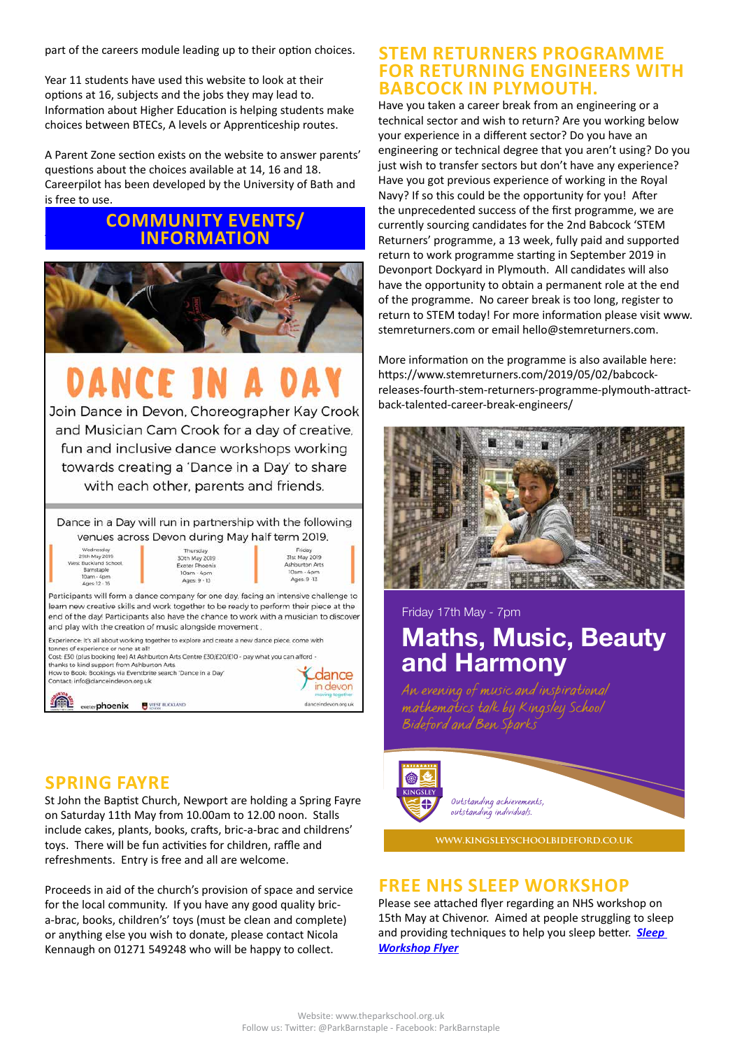part of the careers module leading up to their option choices.

Year 11 students have used this website to look at their options at 16, subjects and the jobs they may lead to. Information about Higher Education is helping students make choices between BTECs, A levels or Apprenticeship routes.

A Parent Zone section exists on the website to answer parents' questions about the choices available at 14, 16 and 18. Careerpilot has been developed by the University of Bath and is free to use.

## COMMUNITY EVENTS/ INFORMATION

### DANCE IN A DAY

Join Dance in Devon, Choreographer Kay Crook and Musician Cam Crook for a day of creative, fun and inclusive dance workshops working towards creating a 'Dance in a Day' to share with each other, parents and friends.

Dance in a Day will run in partnership with the following venues across Devon during May half term 2019.

| | | |
|---|---|---|
| Wednesday 29th May 2019 West Buckland School, Barnstaple 10am - 4pm Ages 12 - 15 | Thursday 30th May 2019 Exeter Phoenix 10am - 4pm Ages 9 - 13 | Friday 31st May 2019 Ashburton Arts 10am - 4pm Ages 9 - 13 |

Participants will form a dance company for one day, facing an intensive challenge to learn new creative skills and work together to be ready to perform their piece at the end of the day! Participants also have the chance to work with a musician to discover and play with the creation of music alongside movement.

Experience: It's all about working together to explore and create a new dance piece, come with tonnes of experience or none at all!
Cost: £30 (plus booking fee) At Ashburton Arts Centre £30/£20/£10 - pay what you can afford - thanks to kind support from Ashburton Arts
How to Book: Bookings via Eventbrite search 'Dance in a Day'
Contact: info@danceindevon.org.uk

dance in devon — moving together
danceindevon.org.uk

## SPRING FAYRE

St John the Baptist Church, Newport are holding a Spring Fayre on Saturday 11th May from 10.00am to 12.00 noon. Stalls include cakes, plants, books, crafts, bric-a-brac and childrens' toys. There will be fun activities for children, raffle and refreshments. Entry is free and all are welcome.

Proceeds in aid of the church's provision of space and service for the local community. If you have any good quality bric-a-brac, books, children's' toys (must be clean and complete) or anything else you wish to donate, please contact Nicola Kennaugh on 01271 549248 who will be happy to collect.

## STEM RETURNERS PROGRAMME FOR RETURNING ENGINEERS WITH BABCOCK IN PLYMOUTH.

Have you taken a career break from an engineering or a technical sector and wish to return? Are you working below your experience in a different sector? Do you have an engineering or technical degree that you aren't using? Do you just wish to transfer sectors but don't have any experience? Have you got previous experience of working in the Royal Navy? If so this could be the opportunity for you! After the unprecedented success of the first programme, we are currently sourcing candidates for the 2nd Babcock 'STEM Returners' programme, a 13 week, fully paid and supported return to work programme starting in September 2019 in Devonport Dockyard in Plymouth. All candidates will also have the opportunity to obtain a permanent role at the end of the programme. No career break is too long, register to return to STEM today! For more information please visit www.stemreturners.com or email hello@stemreturners.com.

More information on the programme is also available here: https://www.stemreturners.com/2019/05/02/babcock-releases-fourth-stem-returners-programme-plymouth-attract-back-talented-career-break-engineers/

Friday 17th May - 7pm

### Maths, Music, Beauty and Harmony

*An evening of music and inspirational mathematics talk by Kingsley School Bideford and Ben Sparks*

KINGSLEY — *Outstanding achievements, outstanding individuals.*

WWW.KINGSLEYSCHOOLBIDEFORD.CO.UK

## FREE NHS SLEEP WORKSHOP

Please see attached flyer regarding an NHS workshop on 15th May at Chivenor. Aimed at people struggling to sleep and providing techniques to help you sleep better. ***Sleep Workshop Flyer***